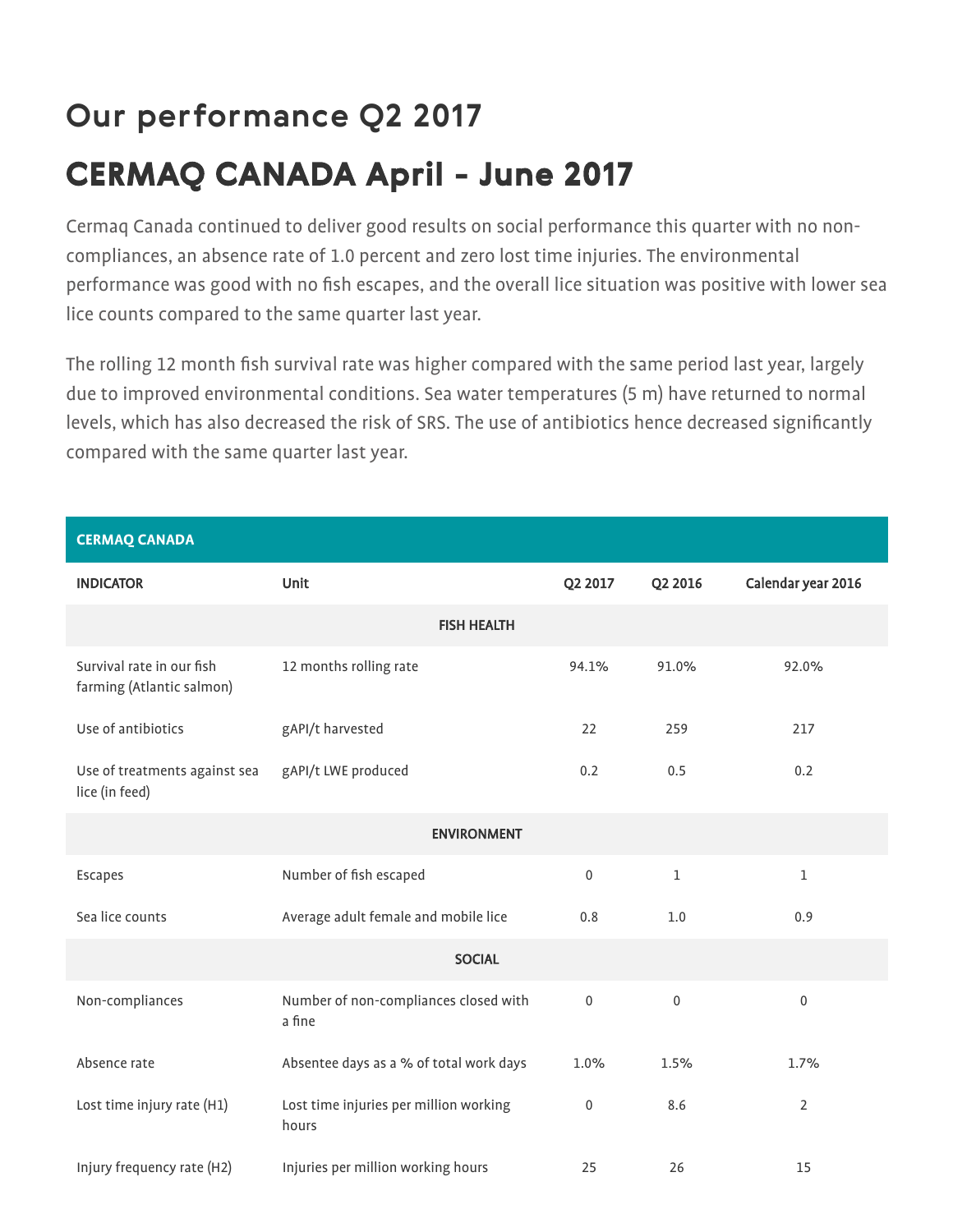# Our performance Q2 2017

## CERMAQ CANADA April - June 2017

Cermaq Canada continued to deliver good results on social performance this quarter with no non-compliances, an absence rate of 1.0 percent and zero lost time injuries. The environmental performance was good with no fish escapes, and the overall lice situation was positive with lower sea lice counts compared to the same quarter last year.

The rolling 12 month fish survival rate was higher compared with the same period last year, largely due to improved environmental conditions. Sea water temperatures (5 m) have returned to normal levels, which has also decreased the risk of SRS. The use of antibiotics hence decreased significantly compared with the same quarter last year.

| CERMAQ CANADA | | | | |
|---|---|---|---|---|
| **INDICATOR** | **Unit** | **Q2 2017** | **Q2 2016** | **Calendar year 2016** |
| | | **FISH HEALTH** | | |
| Survival rate in our fish farming (Atlantic salmon) | 12 months rolling rate | 94.1% | 91.0% | 92.0% |
| Use of antibiotics | gAPI/t harvested | 22 | 259 | 217 |
| Use of treatments against sea lice (in feed) | gAPI/t LWE produced | 0.2 | 0.5 | 0.2 |
| | | **ENVIRONMENT** | | |
| Escapes | Number of fish escaped | 0 | 1 | 1 |
| Sea lice counts | Average adult female and mobile lice | 0.8 | 1.0 | 0.9 |
| | | **SOCIAL** | | |
| Non-compliances | Number of non-compliances closed with a fine | 0 | 0 | 0 |
| Absence rate | Absentee days as a % of total work days | 1.0% | 1.5% | 1.7% |
| Lost time injury rate (H1) | Lost time injuries per million working hours | 0 | 8.6 | 2 |
| Injury frequency rate (H2) | Injuries per million working hours | 25 | 26 | 15 |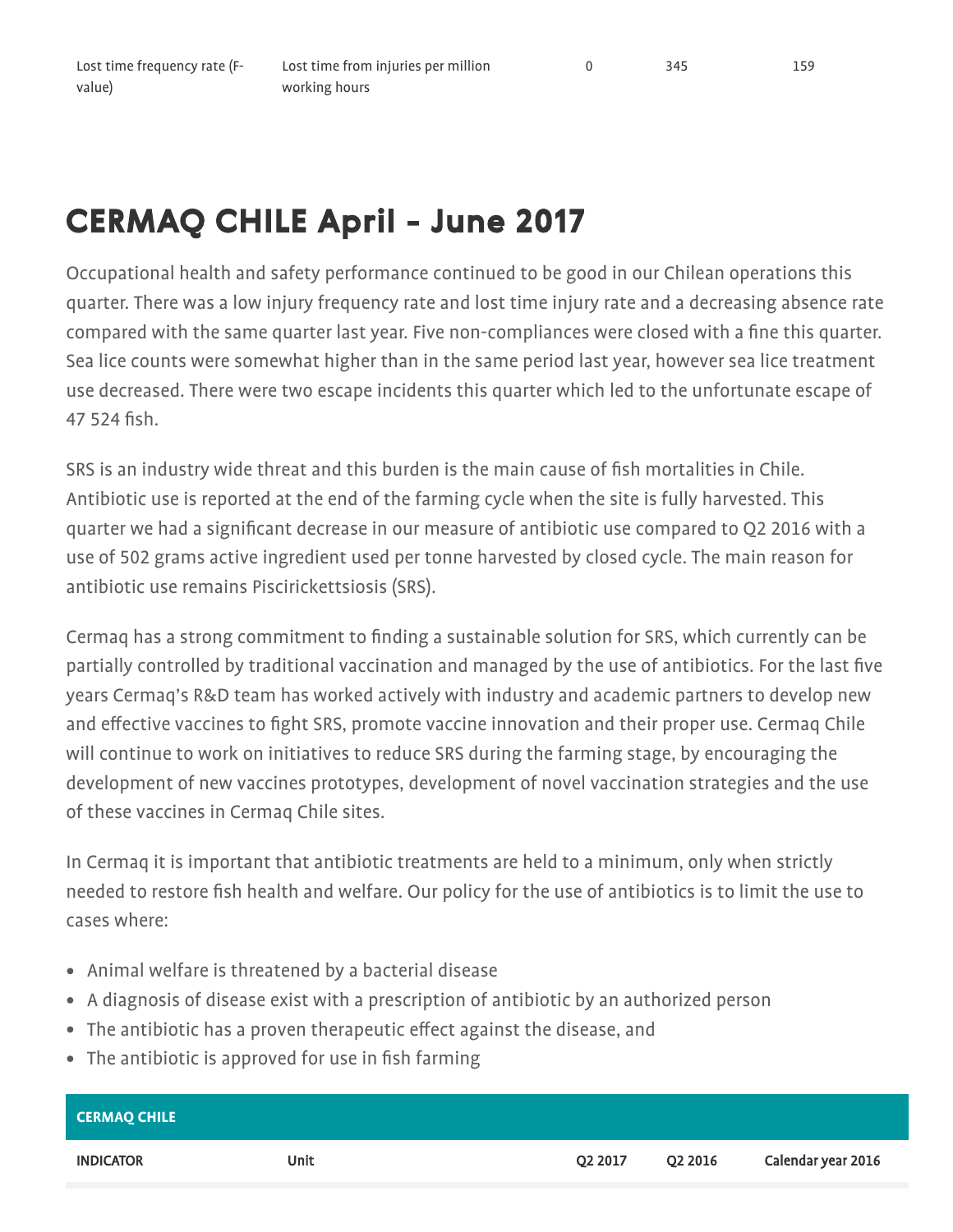| Lost time frequency rate (F-value) | Lost time from injuries per million working hours | 0 | 345 | 159 |
|---|---|---|---|---|

## CERMAQ CHILE April - June 2017

Occupational health and safety performance continued to be good in our Chilean operations this quarter. There was a low injury frequency rate and lost time injury rate and a decreasing absence rate compared with the same quarter last year. Five non-compliances were closed with a fine this quarter. Sea lice counts were somewhat higher than in the same period last year, however sea lice treatment use decreased. There were two escape incidents this quarter which led to the unfortunate escape of 47 524 fish.

SRS is an industry wide threat and this burden is the main cause of fish mortalities in Chile. Antibiotic use is reported at the end of the farming cycle when the site is fully harvested. This quarter we had a significant decrease in our measure of antibiotic use compared to Q2 2016 with a use of 502 grams active ingredient used per tonne harvested by closed cycle. The main reason for antibiotic use remains Piscirickettsiosis (SRS).

Cermaq has a strong commitment to finding a sustainable solution for SRS, which currently can be partially controlled by traditional vaccination and managed by the use of antibiotics. For the last five years Cermaq's R&D team has worked actively with industry and academic partners to develop new and effective vaccines to fight SRS, promote vaccine innovation and their proper use. Cermaq Chile will continue to work on initiatives to reduce SRS during the farming stage, by encouraging the development of new vaccines prototypes, development of novel vaccination strategies and the use of these vaccines in Cermaq Chile sites.

In Cermaq it is important that antibiotic treatments are held to a minimum, only when strictly needed to restore fish health and welfare. Our policy for the use of antibiotics is to limit the use to cases where:

- Animal welfare is threatened by a bacterial disease
- A diagnosis of disease exist with a prescription of antibiotic by an authorized person
- The antibiotic has a proven therapeutic effect against the disease, and
- The antibiotic is approved for use in fish farming

| CERMAQ CHILE | | | | |
|---|---|---|---|---|
| **INDICATOR** | **Unit** | **Q2 2017** | **Q2 2016** | **Calendar year 2016** |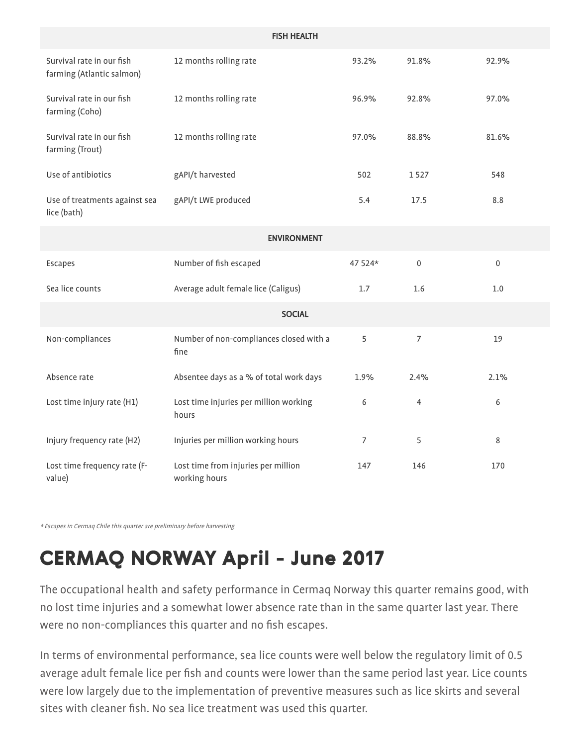| FISH HEALTH | | | | |
|---|---|---|---|---|
| Survival rate in our fish farming (Atlantic salmon) | 12 months rolling rate | 93.2% | 91.8% | 92.9% |
| Survival rate in our fish farming (Coho) | 12 months rolling rate | 96.9% | 92.8% | 97.0% |
| Survival rate in our fish farming (Trout) | 12 months rolling rate | 97.0% | 88.8% | 81.6% |
| Use of antibiotics | gAPI/t harvested | 502 | 1 527 | 548 |
| Use of treatments against sea lice (bath) | gAPI/t LWE produced | 5.4 | 17.5 | 8.8 |
| **ENVIRONMENT** | | | | |
| Escapes | Number of fish escaped | 47 524* | 0 | 0 |
| Sea lice counts | Average adult female lice (Caligus) | 1.7 | 1.6 | 1.0 |
| **SOCIAL** | | | | |
| Non-compliances | Number of non-compliances closed with a fine | 5 | 7 | 19 |
| Absence rate | Absentee days as a % of total work days | 1.9% | 2.4% | 2.1% |
| Lost time injury rate (H1) | Lost time injuries per million working hours | 6 | 4 | 6 |
| Injury frequency rate (H2) | Injuries per million working hours | 7 | 5 | 8 |
| Lost time frequency rate (F-value) | Lost time from injuries per million working hours | 147 | 146 | 170 |

*\* Escapes in Cermaq Chile this quarter are preliminary before harvesting*

# CERMAQ NORWAY April - June 2017

The occupational health and safety performance in Cermaq Norway this quarter remains good, with no lost time injuries and a somewhat lower absence rate than in the same quarter last year. There were no non-compliances this quarter and no fish escapes.

In terms of environmental performance, sea lice counts were well below the regulatory limit of 0.5 average adult female lice per fish and counts were lower than the same period last year. Lice counts were low largely due to the implementation of preventive measures such as lice skirts and several sites with cleaner fish. No sea lice treatment was used this quarter.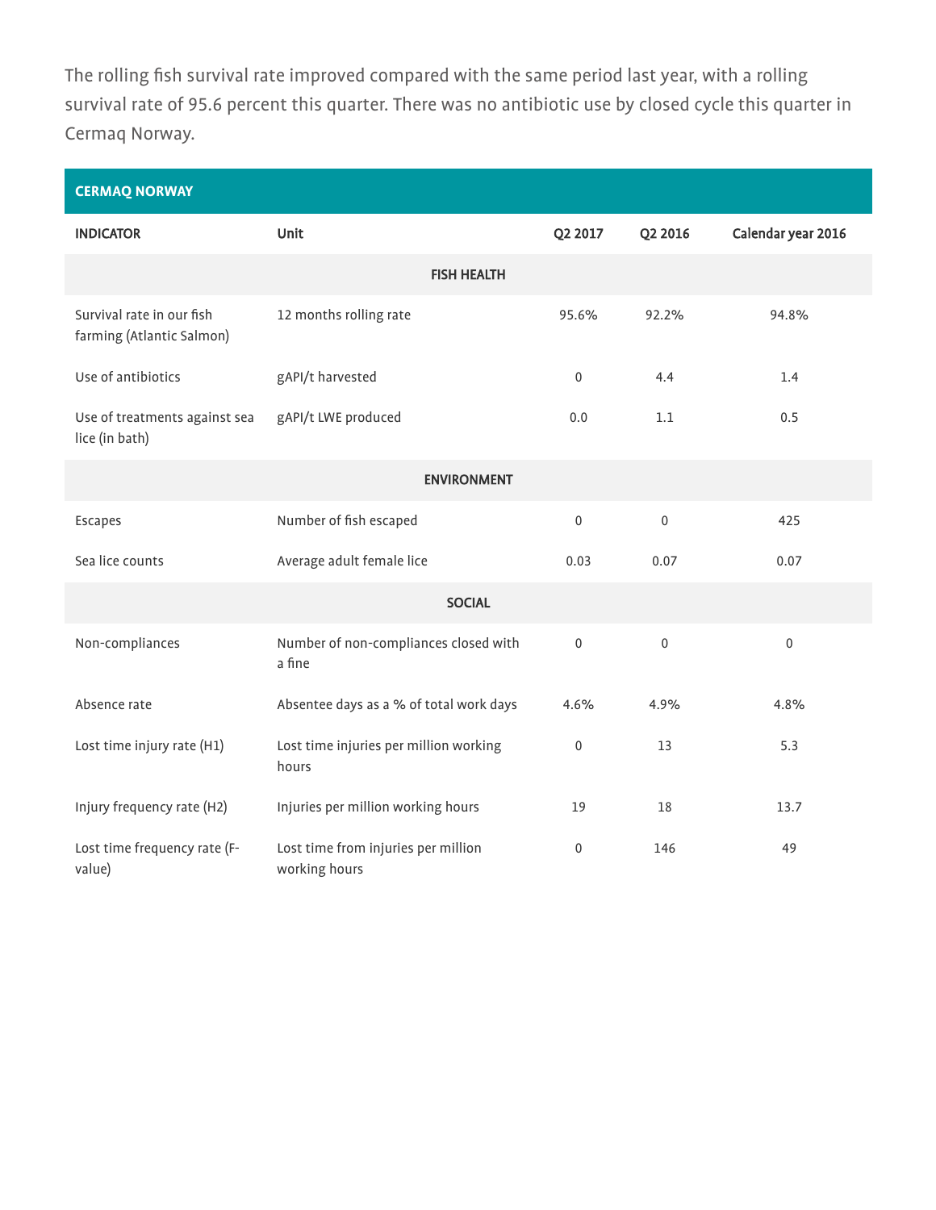The rolling fish survival rate improved compared with the same period last year, with a rolling survival rate of 95.6 percent this quarter. There was no antibiotic use by closed cycle this quarter in Cermaq Norway.

| CERMAQ NORWAY | | | | |
|---|---|---|---|---|
| **INDICATOR** | **Unit** | **Q2 2017** | **Q2 2016** | **Calendar year 2016** |
| **FISH HEALTH** | | | | |
| Survival rate in our fish farming (Atlantic Salmon) | 12 months rolling rate | 95.6% | 92.2% | 94.8% |
| Use of antibiotics | gAPI/t harvested | 0 | 4.4 | 1.4 |
| Use of treatments against sea lice (in bath) | gAPI/t LWE produced | 0.0 | 1.1 | 0.5 |
| **ENVIRONMENT** | | | | |
| Escapes | Number of fish escaped | 0 | 0 | 425 |
| Sea lice counts | Average adult female lice | 0.03 | 0.07 | 0.07 |
| **SOCIAL** | | | | |
| Non-compliances | Number of non-compliances closed with a fine | 0 | 0 | 0 |
| Absence rate | Absentee days as a % of total work days | 4.6% | 4.9% | 4.8% |
| Lost time injury rate (H1) | Lost time injuries per million working hours | 0 | 13 | 5.3 |
| Injury frequency rate (H2) | Injuries per million working hours | 19 | 18 | 13.7 |
| Lost time frequency rate (F-value) | Lost time from injuries per million working hours | 0 | 146 | 49 |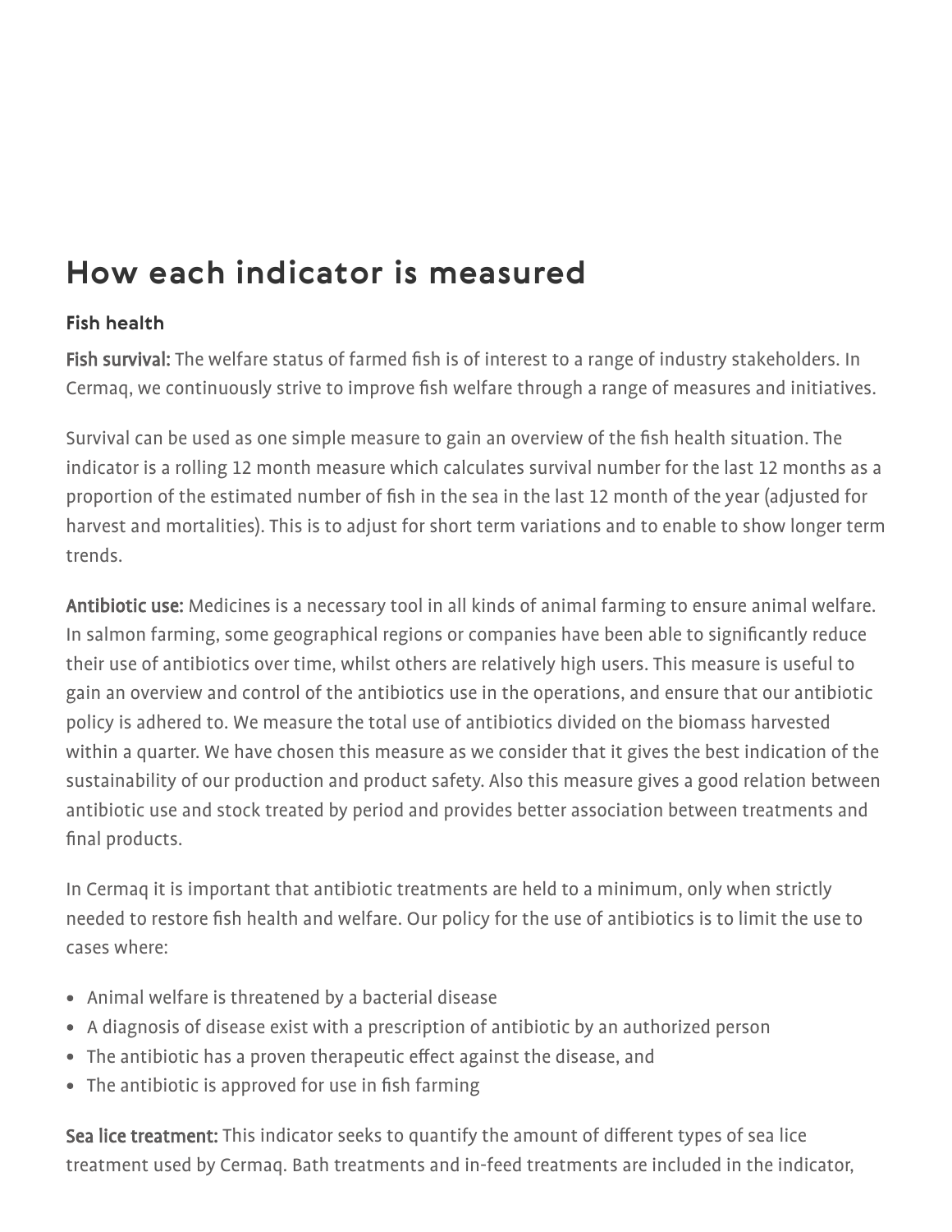## How each indicator is measured

### Fish health

**Fish survival:** The welfare status of farmed fish is of interest to a range of industry stakeholders. In Cermaq, we continuously strive to improve fish welfare through a range of measures and initiatives.

Survival can be used as one simple measure to gain an overview of the fish health situation. The indicator is a rolling 12 month measure which calculates survival number for the last 12 months as a proportion of the estimated number of fish in the sea in the last 12 month of the year (adjusted for harvest and mortalities). This is to adjust for short term variations and to enable to show longer term trends.

**Antibiotic use:** Medicines is a necessary tool in all kinds of animal farming to ensure animal welfare. In salmon farming, some geographical regions or companies have been able to significantly reduce their use of antibiotics over time, whilst others are relatively high users. This measure is useful to gain an overview and control of the antibiotics use in the operations, and ensure that our antibiotic policy is adhered to. We measure the total use of antibiotics divided on the biomass harvested within a quarter. We have chosen this measure as we consider that it gives the best indication of the sustainability of our production and product safety. Also this measure gives a good relation between antibiotic use and stock treated by period and provides better association between treatments and final products.

In Cermaq it is important that antibiotic treatments are held to a minimum, only when strictly needed to restore fish health and welfare. Our policy for the use of antibiotics is to limit the use to cases where:

- Animal welfare is threatened by a bacterial disease
- A diagnosis of disease exist with a prescription of antibiotic by an authorized person
- The antibiotic has a proven therapeutic effect against the disease, and
- The antibiotic is approved for use in fish farming

**Sea lice treatment:** This indicator seeks to quantify the amount of different types of sea lice treatment used by Cermaq. Bath treatments and in-feed treatments are included in the indicator,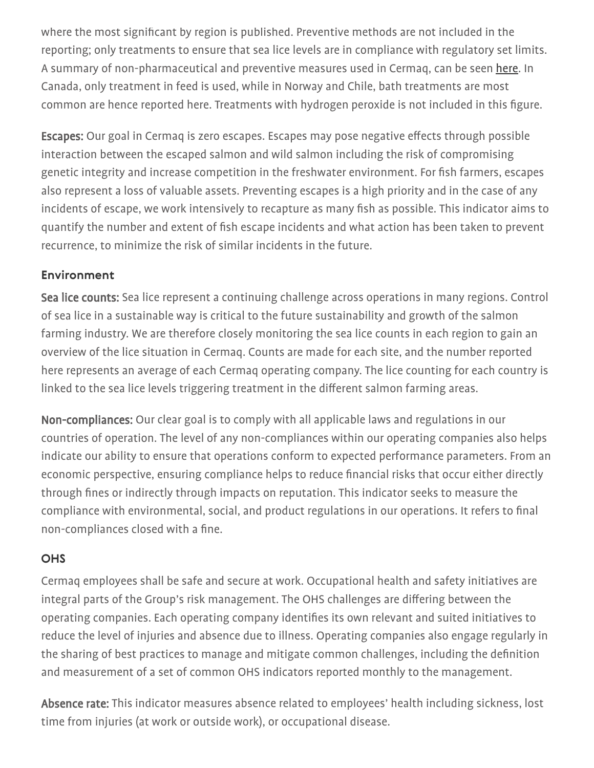where the most significant by region is published. Preventive methods are not included in the reporting; only treatments to ensure that sea lice levels are in compliance with regulatory set limits. A summary of non-pharmaceutical and preventive measures used in Cermaq, can be seen here. In Canada, only treatment in feed is used, while in Norway and Chile, bath treatments are most common are hence reported here. Treatments with hydrogen peroxide is not included in this figure.

**Escapes:** Our goal in Cermaq is zero escapes. Escapes may pose negative effects through possible interaction between the escaped salmon and wild salmon including the risk of compromising genetic integrity and increase competition in the freshwater environment. For fish farmers, escapes also represent a loss of valuable assets. Preventing escapes is a high priority and in the case of any incidents of escape, we work intensively to recapture as many fish as possible. This indicator aims to quantify the number and extent of fish escape incidents and what action has been taken to prevent recurrence, to minimize the risk of similar incidents in the future.

### Environment

**Sea lice counts:** Sea lice represent a continuing challenge across operations in many regions. Control of sea lice in a sustainable way is critical to the future sustainability and growth of the salmon farming industry. We are therefore closely monitoring the sea lice counts in each region to gain an overview of the lice situation in Cermaq. Counts are made for each site, and the number reported here represents an average of each Cermaq operating company. The lice counting for each country is linked to the sea lice levels triggering treatment in the different salmon farming areas.

**Non-compliances:** Our clear goal is to comply with all applicable laws and regulations in our countries of operation. The level of any non-compliances within our operating companies also helps indicate our ability to ensure that operations conform to expected performance parameters. From an economic perspective, ensuring compliance helps to reduce financial risks that occur either directly through fines or indirectly through impacts on reputation. This indicator seeks to measure the compliance with environmental, social, and product regulations in our operations. It refers to final non-compliances closed with a fine.

### OHS

Cermaq employees shall be safe and secure at work. Occupational health and safety initiatives are integral parts of the Group's risk management. The OHS challenges are differing between the operating companies. Each operating company identifies its own relevant and suited initiatives to reduce the level of injuries and absence due to illness. Operating companies also engage regularly in the sharing of best practices to manage and mitigate common challenges, including the definition and measurement of a set of common OHS indicators reported monthly to the management.

**Absence rate:** This indicator measures absence related to employees' health including sickness, lost time from injuries (at work or outside work), or occupational disease.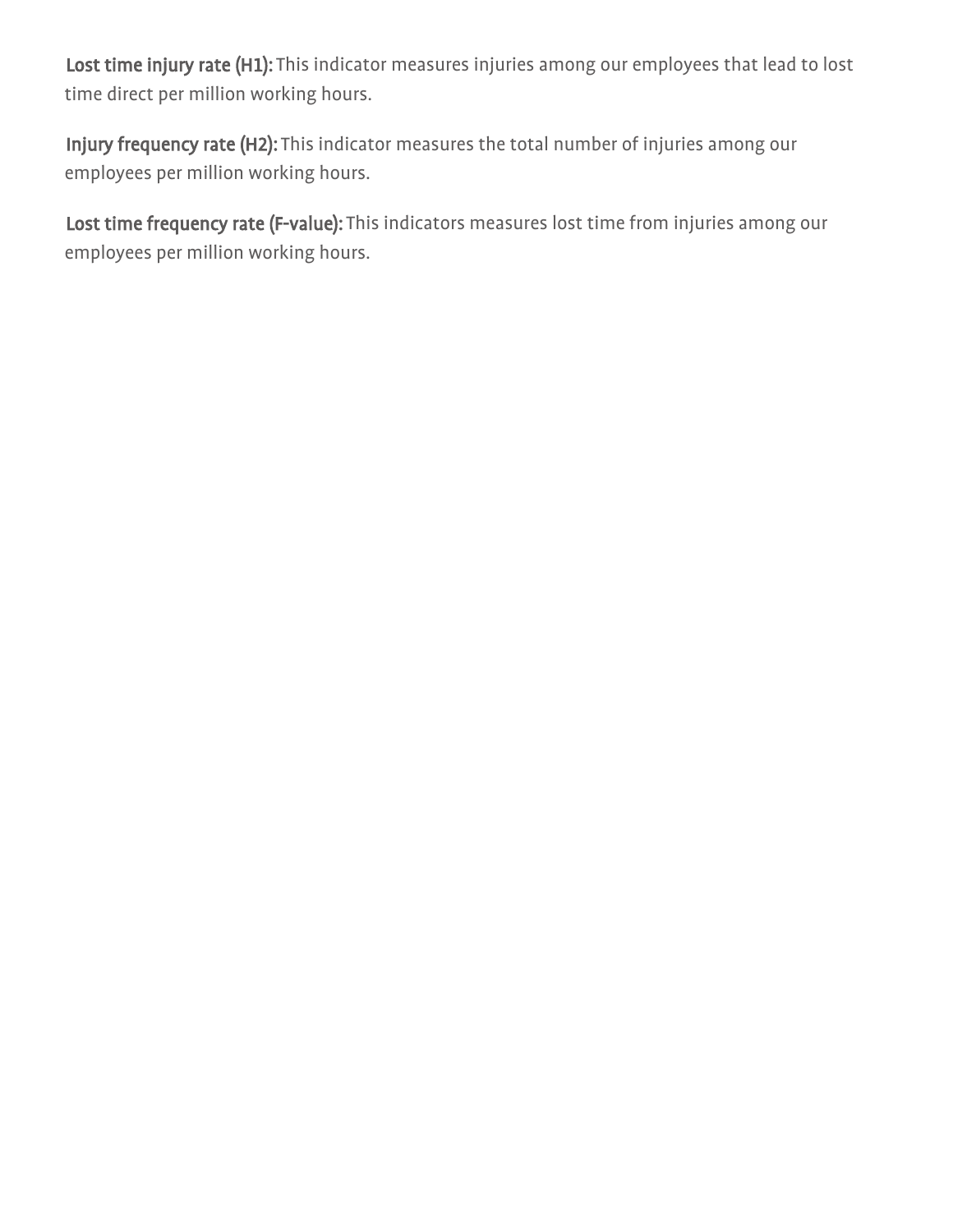**Lost time injury rate (H1):** This indicator measures injuries among our employees that lead to lost time direct per million working hours.

**Injury frequency rate (H2):** This indicator measures the total number of injuries among our employees per million working hours.

**Lost time frequency rate (F-value):** This indicators measures lost time from injuries among our employees per million working hours.